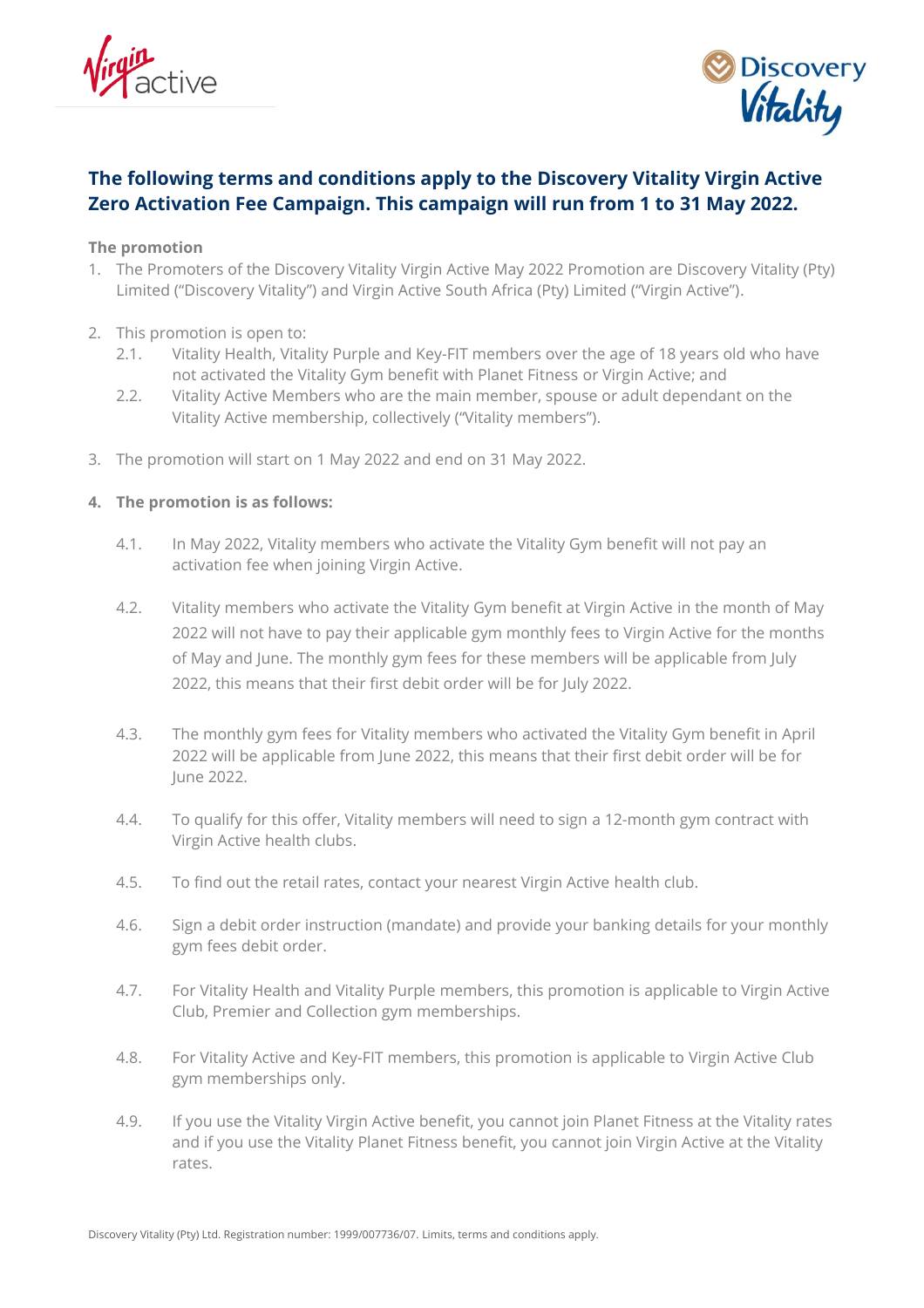## The following terms and conditions apply to the Discovery Vitality Virgin Active Zero Activation Fee Campaign. This campaign will run from 1 to 31 May 2022.

**The promotion**

1. The Promoters of the Discovery Vitality Virgin Active May 2022 Promotion are Discovery Vitality (Pty) Limited ("Discovery Vitality") and Virgin Active South Africa (Pty) Limited ("Virgin Active").

2. This promotion is open to:
   - 2.1. Vitality Health, Vitality Purple and Key-FIT members over the age of 18 years old who have not activated the Vitality Gym benefit with Planet Fitness or Virgin Active; and
   - 2.2. Vitality Active Members who are the main member, spouse or adult dependant on the Vitality Active membership, collectively ("Vitality members").

3. The promotion will start on 1 May 2022 and end on 31 May 2022.

4. **The promotion is as follows:**
   - 4.1. In May 2022, Vitality members who activate the Vitality Gym benefit will not pay an activation fee when joining Virgin Active.
   - 4.2. Vitality members who activate the Vitality Gym benefit at Virgin Active in the month of May 2022 will not have to pay their applicable gym monthly fees to Virgin Active for the months of May and June. The monthly gym fees for these members will be applicable from July 2022, this means that their first debit order will be for July 2022.
   - 4.3. The monthly gym fees for Vitality members who activated the Vitality Gym benefit in April 2022 will be applicable from June 2022, this means that their first debit order will be for June 2022.
   - 4.4. To qualify for this offer, Vitality members will need to sign a 12-month gym contract with Virgin Active health clubs.
   - 4.5. To find out the retail rates, contact your nearest Virgin Active health club.
   - 4.6. Sign a debit order instruction (mandate) and provide your banking details for your monthly gym fees debit order.
   - 4.7. For Vitality Health and Vitality Purple members, this promotion is applicable to Virgin Active Club, Premier and Collection gym memberships.
   - 4.8. For Vitality Active and Key-FIT members, this promotion is applicable to Virgin Active Club gym memberships only.
   - 4.9. If you use the Vitality Virgin Active benefit, you cannot join Planet Fitness at the Vitality rates and if you use the Vitality Planet Fitness benefit, you cannot join Virgin Active at the Vitality rates.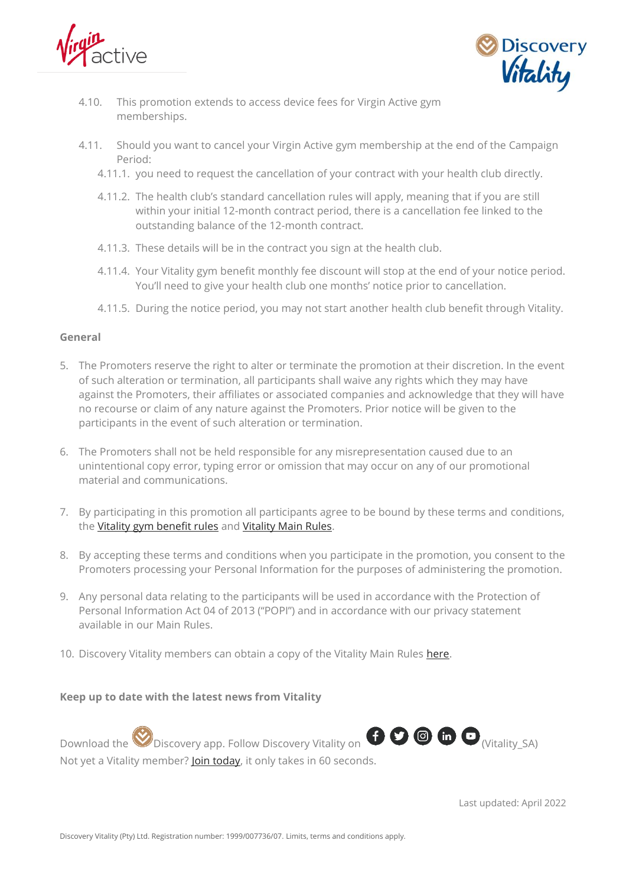4.10. This promotion extends to access device fees for Virgin Active gym memberships.

4.11. Should you want to cancel your Virgin Active gym membership at the end of the Campaign Period:

4.11.1. you need to request the cancellation of your contract with your health club directly.

4.11.2. The health club's standard cancellation rules will apply, meaning that if you are still within your initial 12-month contract period, there is a cancellation fee linked to the outstanding balance of the 12-month contract.

4.11.3. These details will be in the contract you sign at the health club.

4.11.4. Your Vitality gym benefit monthly fee discount will stop at the end of your notice period. You'll need to give your health club one months' notice prior to cancellation.

4.11.5. During the notice period, you may not start another health club benefit through Vitality.

**General**

5. The Promoters reserve the right to alter or terminate the promotion at their discretion. In the event of such alteration or termination, all participants shall waive any rights which they may have against the Promoters, their affiliates or associated companies and acknowledge that they will have no recourse or claim of any nature against the Promoters. Prior notice will be given to the participants in the event of such alteration or termination.

6. The Promoters shall not be held responsible for any misrepresentation caused due to an unintentional copy error, typing error or omission that may occur on any of our promotional material and communications.

7. By participating in this promotion all participants agree to be bound by these terms and conditions, the Vitality gym benefit rules and Vitality Main Rules.

8. By accepting these terms and conditions when you participate in the promotion, you consent to the Promoters processing your Personal Information for the purposes of administering the promotion.

9. Any personal data relating to the participants will be used in accordance with the Protection of Personal Information Act 04 of 2013 ("POPI") and in accordance with our privacy statement available in our Main Rules.

10. Discovery Vitality members can obtain a copy of the Vitality Main Rules here.

**Keep up to date with the latest news from Vitality**

Download the Discovery app. Follow Discovery Vitality on (Vitality_SA)
Not yet a Vitality member? Join today, it only takes in 60 seconds.

Last updated: April 2022

Discovery Vitality (Pty) Ltd. Registration number: 1999/007736/07. Limits, terms and conditions apply.